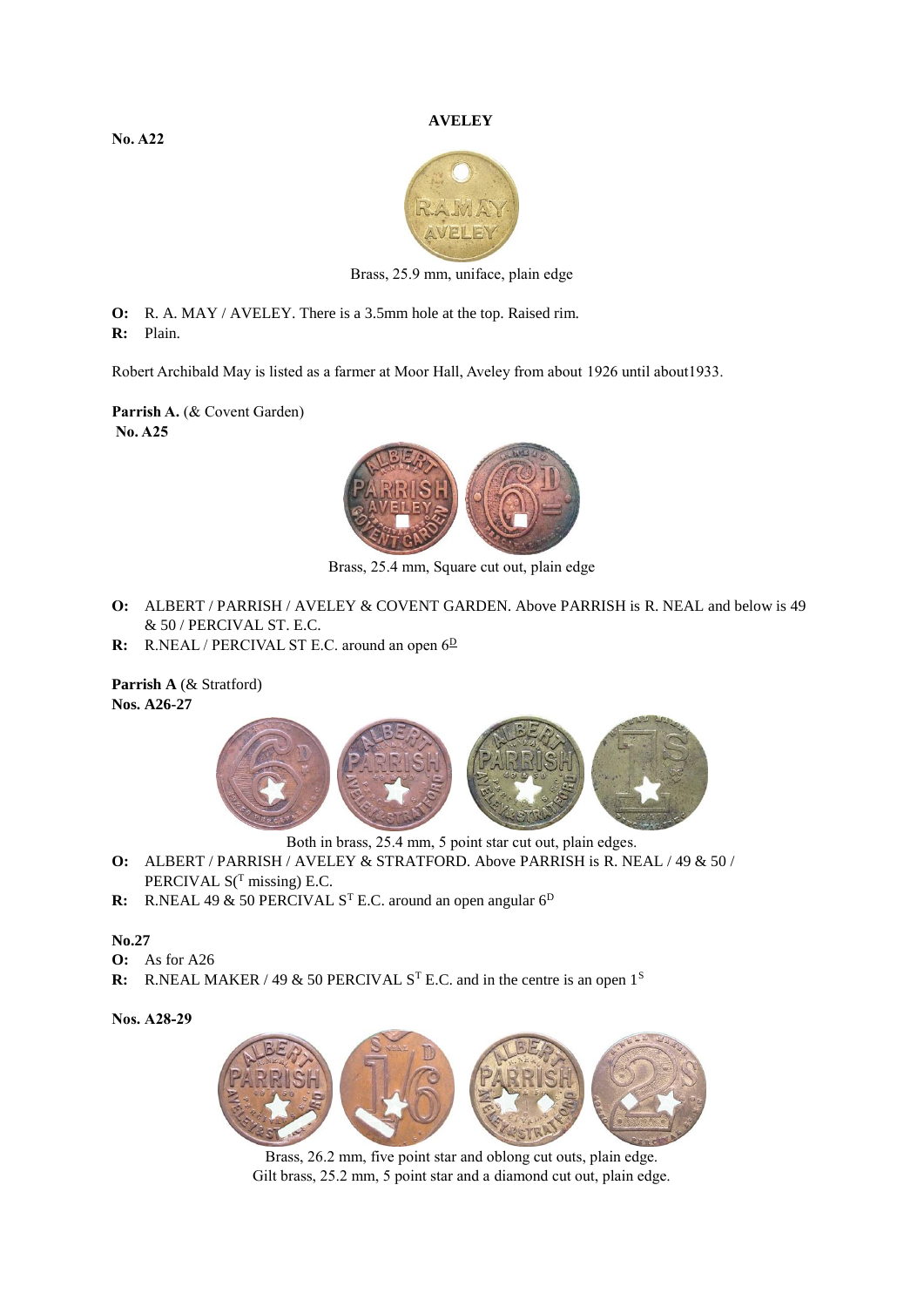## AVELEY

**No. A22**

Brass, 25.9 mm, uniface, plain edge

**O:** R. A. MAY / AVELEY. There is a 3.5mm hole at the top. Raised rim.
**R:** Plain.

Robert Archibald May is listed as a farmer at Moor Hall, Aveley from about 1926 until about1933.

**Parrish A.** (& Covent Garden)
**No. A25**

Brass, 25.4 mm, Square cut out, plain edge

**O:** ALBERT / PARRISH / AVELEY & COVENT GARDEN. Above PARRISH is R. NEAL and below is 49 & 50 / PERCIVAL ST. E.C.
**R:** R.NEAL / PERCIVAL ST E.C. around an open 6$^{\underline{D}}$

**Parrish A** (& Stratford)
**Nos. A26-27**

Both in brass, 25.4 mm, 5 point star cut out, plain edges.

**O:** ALBERT / PARRISH / AVELEY & STRATFORD. Above PARRISH is R. NEAL / 49 & 50 / PERCIVAL S($^{T}$ missing) E.C.
**R:** R.NEAL 49 & 50 PERCIVAL S$^{T}$ E.C. around an open angular 6$^{D}$

**No.27**

**O:** As for A26
**R:** R.NEAL MAKER / 49 & 50 PERCIVAL S$^{T}$ E.C. and in the centre is an open 1$^{S}$

**Nos. A28-29**

Brass, 26.2 mm, five point star and oblong cut outs, plain edge.
Gilt brass, 25.2 mm, 5 point star and a diamond cut out, plain edge.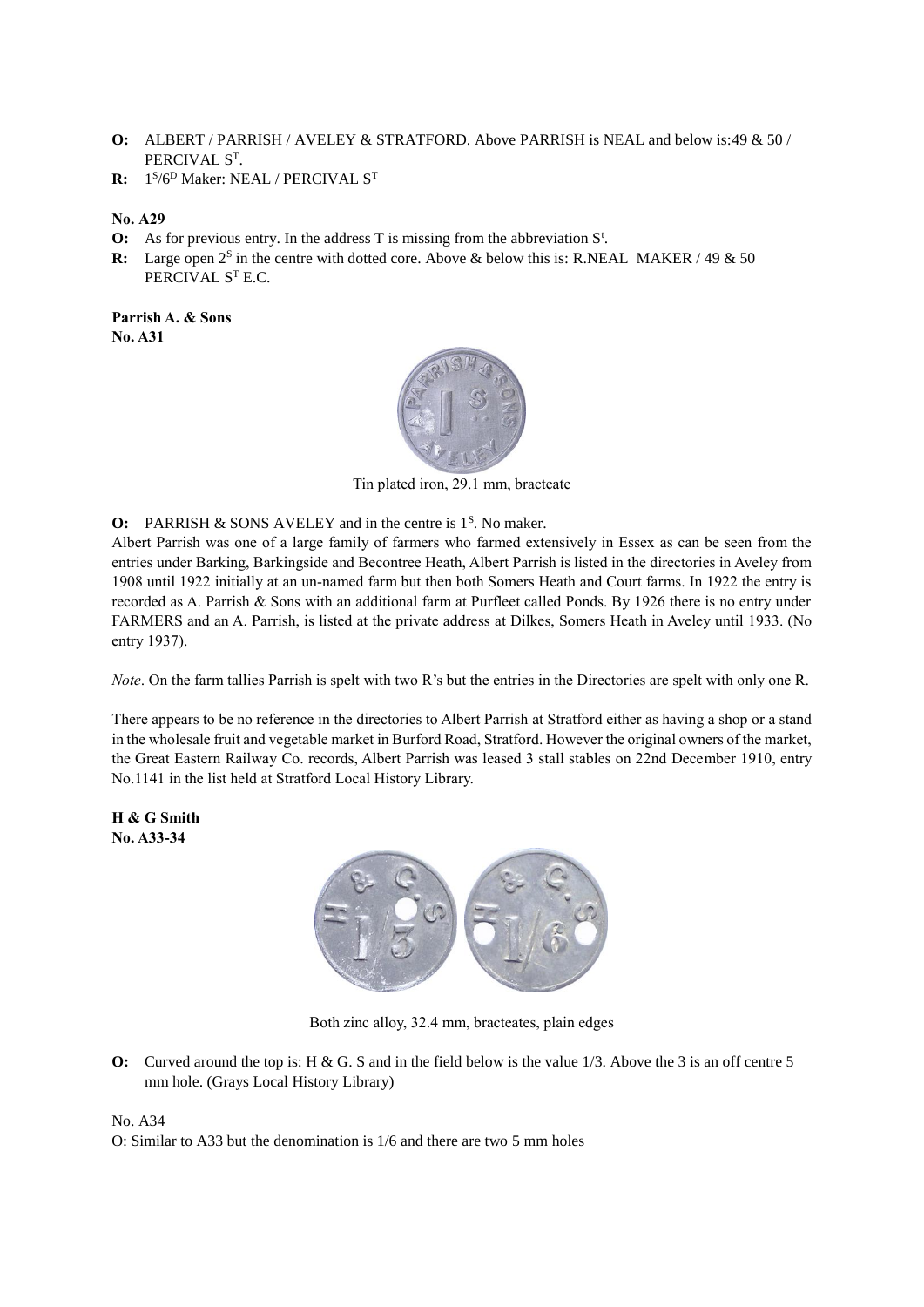**O:** ALBERT / PARRISH / AVELEY & STRATFORD. Above PARRISH is NEAL and below is:49 & 50 / PERCIVAL $S^T$.

**R:** $1^S/6^D$ Maker: NEAL / PERCIVAL $S^T$

**No. A29**

**O:** As for previous entry. In the address T is missing from the abbreviation $S^t$.

**R:** Large open $2^S$ in the centre with dotted core. Above & below this is: R.NEAL MAKER / 49 & 50 PERCIVAL $S^T$ E.C.

**Parrish A. & Sons**
**No. A31**

Tin plated iron, 29.1 mm, bracteate

**O:** PARRISH & SONS AVELEY and in the centre is $1^S$. No maker.

Albert Parrish was one of a large family of farmers who farmed extensively in Essex as can be seen from the entries under Barking, Barkingside and Becontree Heath, Albert Parrish is listed in the directories in Aveley from 1908 until 1922 initially at an un-named farm but then both Somers Heath and Court farms. In 1922 the entry is recorded as A. Parrish & Sons with an additional farm at Purfleet called Ponds. By 1926 there is no entry under FARMERS and an A. Parrish, is listed at the private address at Dilkes, Somers Heath in Aveley until 1933. (No entry 1937).

*Note*. On the farm tallies Parrish is spelt with two R's but the entries in the Directories are spelt with only one R.

There appears to be no reference in the directories to Albert Parrish at Stratford either as having a shop or a stand in the wholesale fruit and vegetable market in Burford Road, Stratford. However the original owners of the market, the Great Eastern Railway Co. records, Albert Parrish was leased 3 stall stables on 22nd December 1910, entry No.1141 in the list held at Stratford Local History Library.

**H & G Smith**
**No. A33-34**

Both zinc alloy, 32.4 mm, bracteates, plain edges

**O:** Curved around the top is: H & G. S and in the field below is the value 1/3. Above the 3 is an off centre 5 mm hole. (Grays Local History Library)

No. A34

O: Similar to A33 but the denomination is 1/6 and there are two 5 mm holes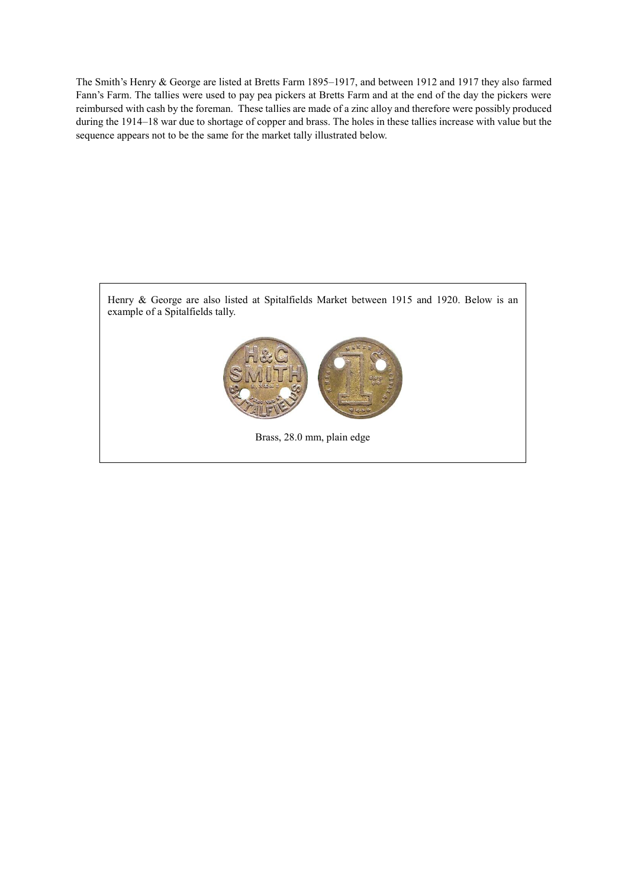The Smith's Henry & George are listed at Bretts Farm 1895–1917, and between 1912 and 1917 they also farmed Fann's Farm. The tallies were used to pay pea pickers at Bretts Farm and at the end of the day the pickers were reimbursed with cash by the foreman. These tallies are made of a zinc alloy and therefore were possibly produced during the 1914–18 war due to shortage of copper and brass. The holes in these tallies increase with value but the sequence appears not to be the same for the market tally illustrated below.

Henry & George are also listed at Spitalfields Market between 1915 and 1920. Below is an example of a Spitalfields tally.

Brass, 28.0 mm, plain edge